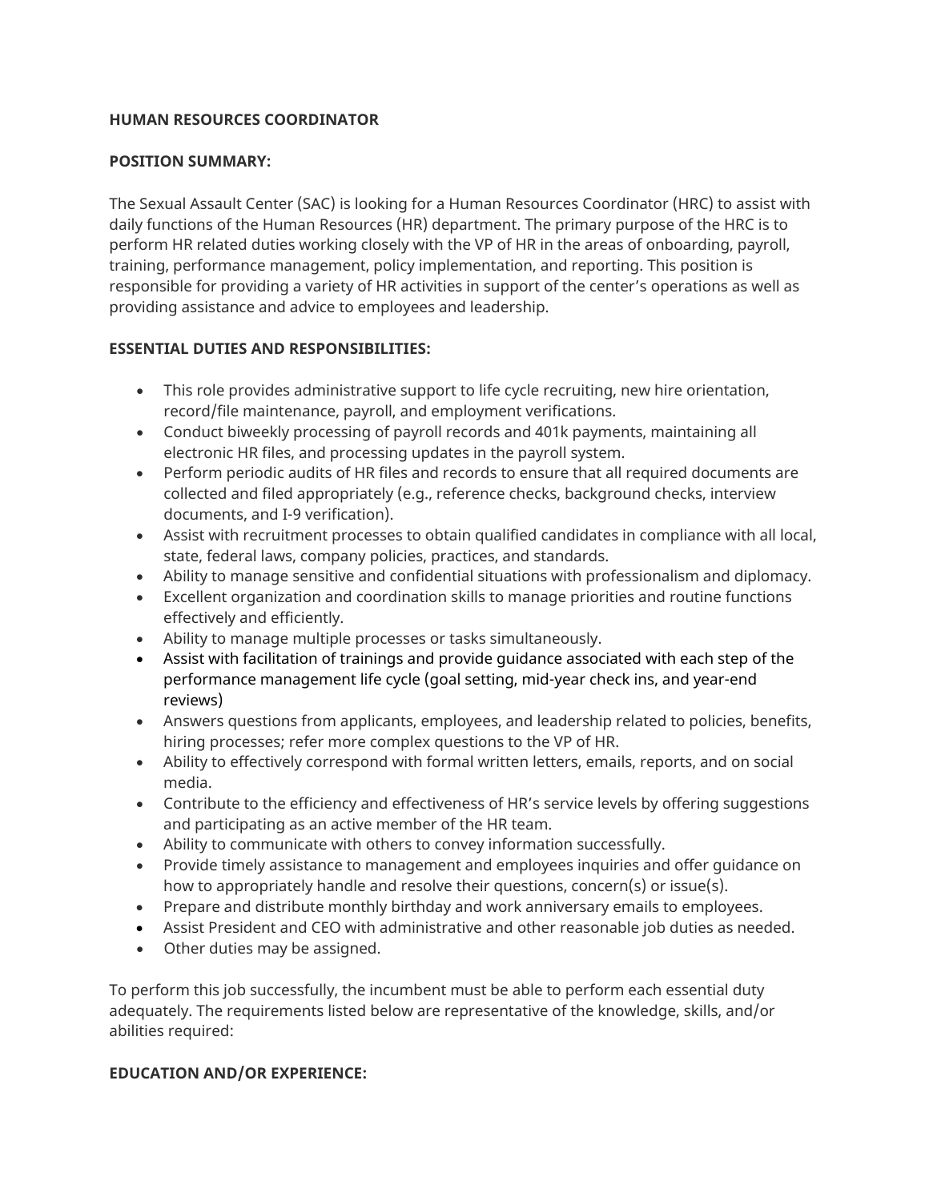# HUMAN RESOURCES COORDINATOR

## POSITION SUMMARY:

The Sexual Assault Center (SAC) is looking for a Human Resources Coordinator (HRC) to assist with daily functions of the Human Resources (HR) department. The primary purpose of the HRC is to perform HR related duties working closely with the VP of HR in the areas of onboarding, payroll, training, performance management, policy implementation, and reporting. This position is responsible for providing a variety of HR activities in support of the center's operations as well as providing assistance and advice to employees and leadership.

## ESSENTIAL DUTIES AND RESPONSIBILITIES:

- This role provides administrative support to life cycle recruiting, new hire orientation, record/file maintenance, payroll, and employment verifications.
- Conduct biweekly processing of payroll records and 401k payments, maintaining all electronic HR files, and processing updates in the payroll system.
- Perform periodic audits of HR files and records to ensure that all required documents are collected and filed appropriately (e.g., reference checks, background checks, interview documents, and I-9 verification).
- Assist with recruitment processes to obtain qualified candidates in compliance with all local, state, federal laws, company policies, practices, and standards.
- Ability to manage sensitive and confidential situations with professionalism and diplomacy.
- Excellent organization and coordination skills to manage priorities and routine functions effectively and efficiently.
- Ability to manage multiple processes or tasks simultaneously.
- Assist with facilitation of trainings and provide guidance associated with each step of the performance management life cycle (goal setting, mid-year check ins, and year-end reviews)
- Answers questions from applicants, employees, and leadership related to policies, benefits, hiring processes; refer more complex questions to the VP of HR.
- Ability to effectively correspond with formal written letters, emails, reports, and on social media.
- Contribute to the efficiency and effectiveness of HR's service levels by offering suggestions and participating as an active member of the HR team.
- Ability to communicate with others to convey information successfully.
- Provide timely assistance to management and employees inquiries and offer guidance on how to appropriately handle and resolve their questions, concern(s) or issue(s).
- Prepare and distribute monthly birthday and work anniversary emails to employees.
- Assist President and CEO with administrative and other reasonable job duties as needed.
- Other duties may be assigned.

To perform this job successfully, the incumbent must be able to perform each essential duty adequately. The requirements listed below are representative of the knowledge, skills, and/or abilities required:

## EDUCATION AND/OR EXPERIENCE: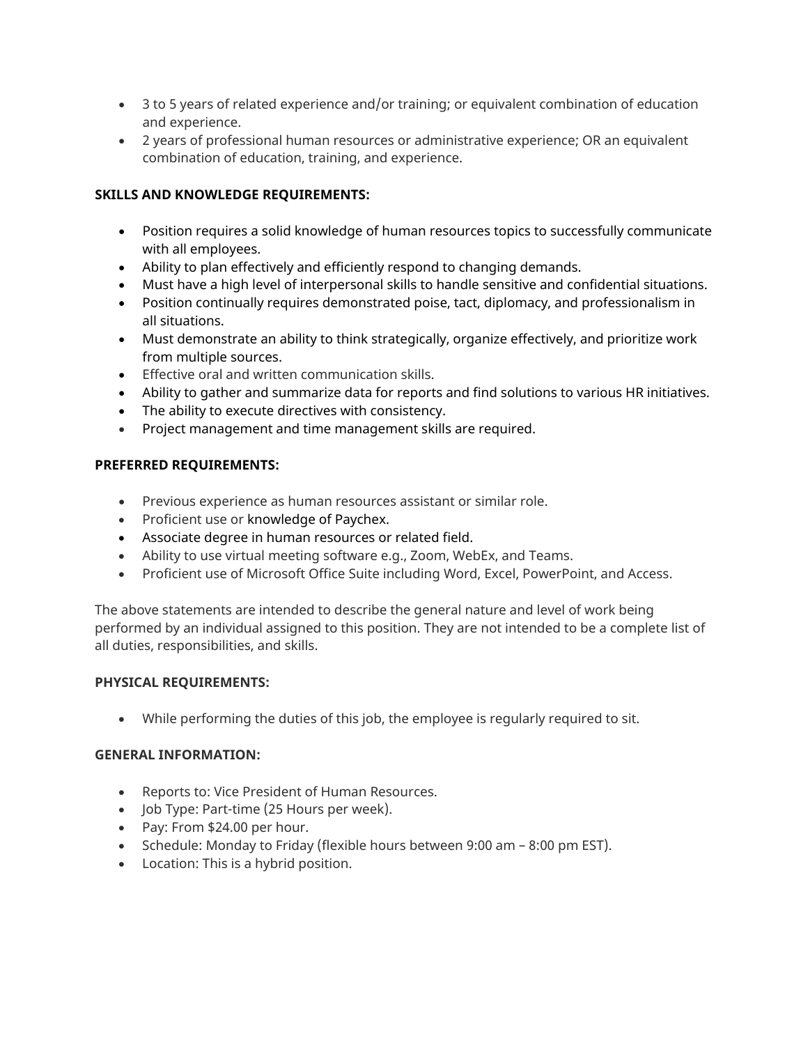- 3 to 5 years of related experience and/or training; or equivalent combination of education and experience.
- 2 years of professional human resources or administrative experience; OR an equivalent combination of education, training, and experience.

**SKILLS AND KNOWLEDGE REQUIREMENTS:**

- Position requires a solid knowledge of human resources topics to successfully communicate with all employees.
- Ability to plan effectively and efficiently respond to changing demands.
- Must have a high level of interpersonal skills to handle sensitive and confidential situations.
- Position continually requires demonstrated poise, tact, diplomacy, and professionalism in all situations.
- Must demonstrate an ability to think strategically, organize effectively, and prioritize work from multiple sources.
- Effective oral and written communication skills.
- Ability to gather and summarize data for reports and find solutions to various HR initiatives.
- The ability to execute directives with consistency.
- Project management and time management skills are required.

**PREFERRED REQUIREMENTS:**

- Previous experience as human resources assistant or similar role.
- Proficient use or knowledge of Paychex.
- Associate degree in human resources or related field.
- Ability to use virtual meeting software e.g., Zoom, WebEx, and Teams.
- Proficient use of Microsoft Office Suite including Word, Excel, PowerPoint, and Access.

The above statements are intended to describe the general nature and level of work being performed by an individual assigned to this position. They are not intended to be a complete list of all duties, responsibilities, and skills.

**PHYSICAL REQUIREMENTS:**

- While performing the duties of this job, the employee is regularly required to sit.

**GENERAL INFORMATION:**

- Reports to: Vice President of Human Resources.
- Job Type: Part-time (25 Hours per week).
- Pay: From $24.00 per hour.
- Schedule: Monday to Friday (flexible hours between 9:00 am – 8:00 pm EST).
- Location: This is a hybrid position.